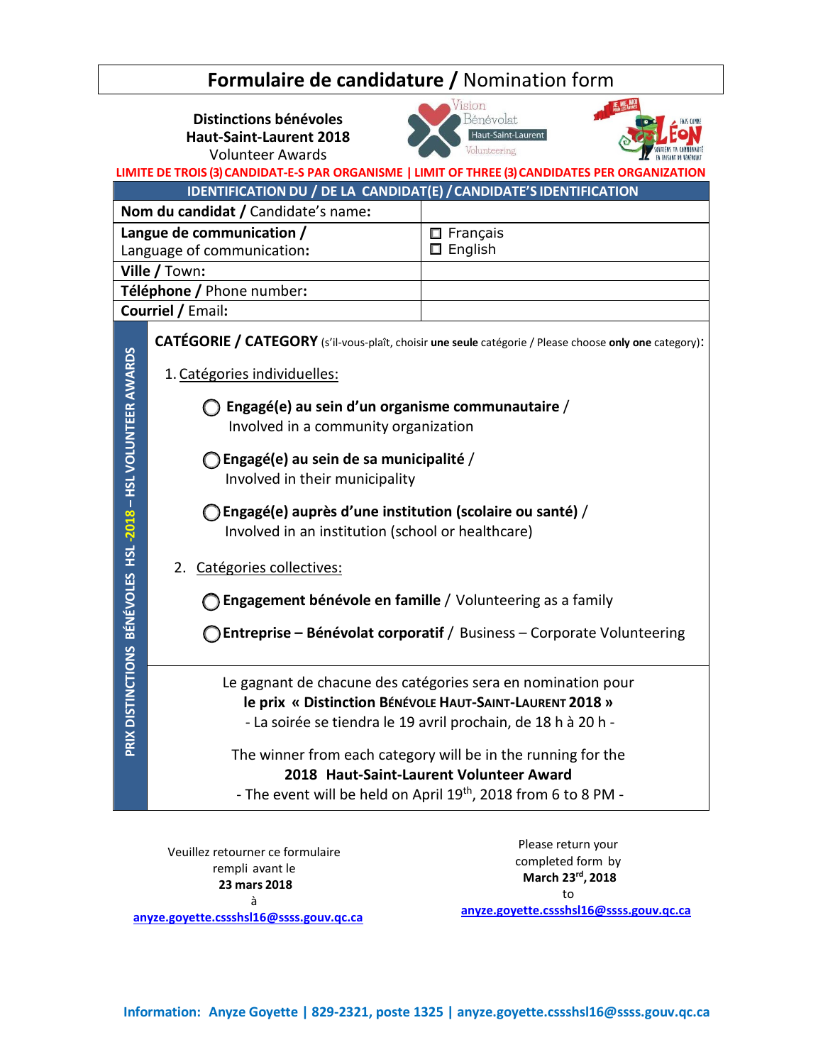# **Formulaire de candidature /** Nomination form

**Distinctions bénévoles**
**Haut-Saint-Laurent 2018**
Volunteer Awards

**LIMITE DE TROIS (3) CANDIDAT-E-S PAR ORGANISME | LIMIT OF THREE (3) CANDIDATES PER ORGANIZATION**

| **IDENTIFICATION DU / DE LA CANDIDAT(E) / CANDIDATE'S IDENTIFICATION** | |
|---|---|
| **Nom du candidat /** Candidate's name**:** | |
| **Langue de communication /** Language of communication**:** | ☐ Français<br>☐ English |
| **Ville /** Town**:** | |
| **Téléphone /** Phone number**:** | |
| **Courriel /** Email**:** | |

**PRIX DISTINCTIONS BÉNÉVOLES HSL -2018 – HSL VOLUNTEER AWARDS**

**CATÉGORIE / CATEGORY** (s'il-vous-plaît, choisir **une seule** catégorie / Please choose **only one** category):

1. Catégories individuelles:

   ◯ **Engagé(e) au sein d'un organisme communautaire** / Involved in a community organization

   ◯ **Engagé(e) au sein de sa municipalité** / Involved in their municipality

   ◯ **Engagé(e) auprès d'une institution (scolaire ou santé)** / Involved in an institution (school or healthcare)

2. Catégories collectives:

   ◯ **Engagement bénévole en famille** / Volunteering as a family

   ◯ **Entreprise – Bénévolat corporatif** / Business – Corporate Volunteering

Le gagnant de chacune des catégories sera en nomination pour **le prix « Distinction Bénévole Haut-Saint-Laurent 2018 »**
- La soirée se tiendra le 19 avril prochain, de 18 h à 20 h -

The winner from each category will be in the running for the **2018 Haut-Saint-Laurent Volunteer Award**
- The event will be held on April 19th, 2018 from 6 to 8 PM -

Veuillez retourner ce formulaire rempli avant le **23 mars 2018** à anyze.goyette.cssshsl16@ssss.gouv.qc.ca

Please return your completed form by **March 23rd, 2018** to anyze.goyette.cssshsl16@ssss.gouv.qc.ca

**Information: Anyze Goyette | 829-2321, poste 1325 | anyze.goyette.cssshsl16@ssss.gouv.qc.ca**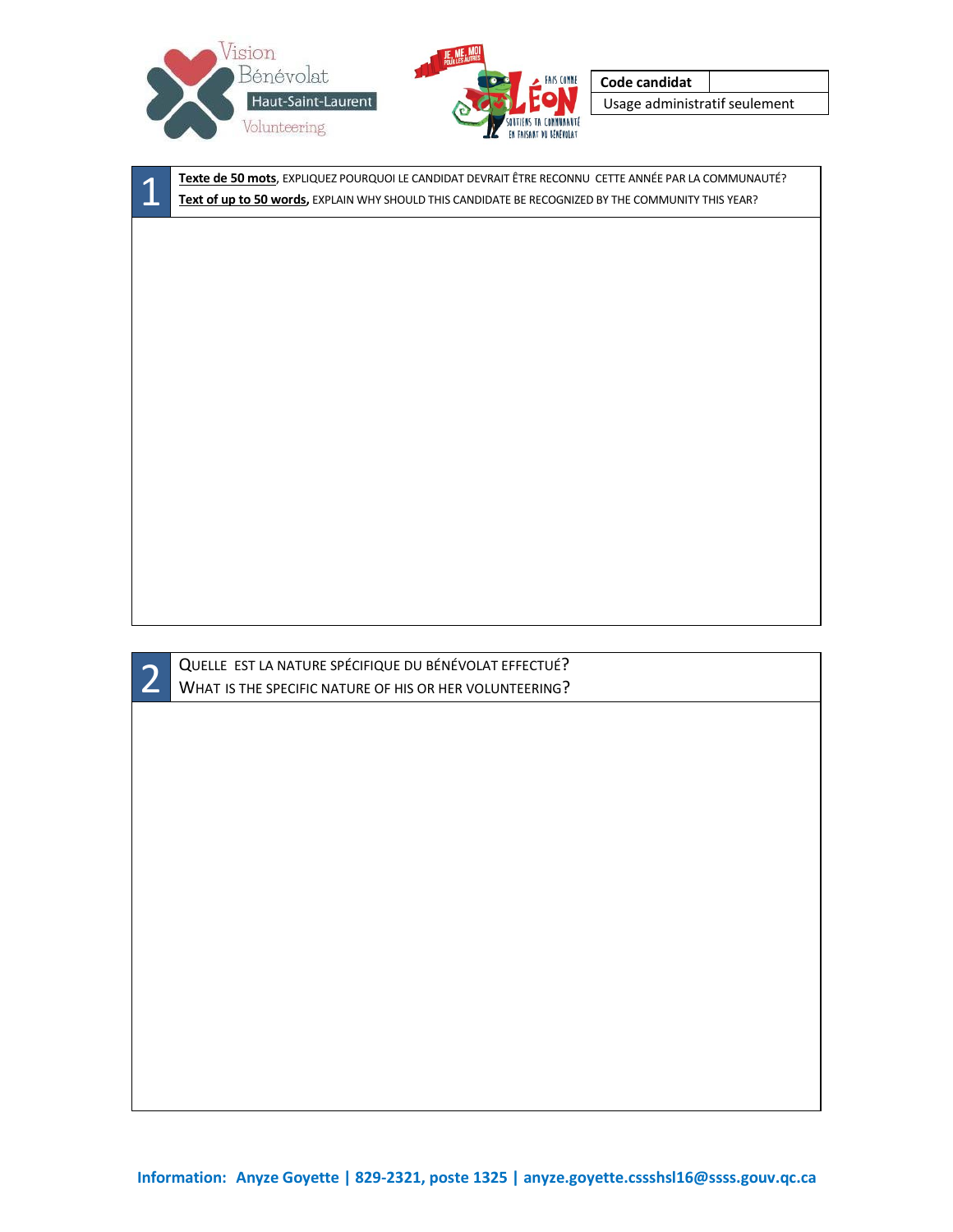| Code candidat | |
|---|---|
| Usage administratif seulement | |

| 1 | **Texte de 50 mots**, EXPLIQUEZ POURQUOI LE CANDIDAT DEVRAIT ÊTRE RECONNU CETTE ANNÉE PAR LA COMMUNAUTÉ?<br>**Text of up to 50 words**, EXPLAIN WHY SHOULD THIS CANDIDATE BE RECOGNIZED BY THE COMMUNITY THIS YEAR? |
|---|---|
| | |

| 2 | QUELLE EST LA NATURE SPÉCIFIQUE DU BÉNÉVOLAT EFFECTUÉ?<br>WHAT IS THE SPECIFIC NATURE OF HIS OR HER VOLUNTEERING? |
|---|---|
| | |

**Information: Anyze Goyette | 829-2321, poste 1325 | anyze.goyette.cssshsl16@ssss.gouv.qc.ca**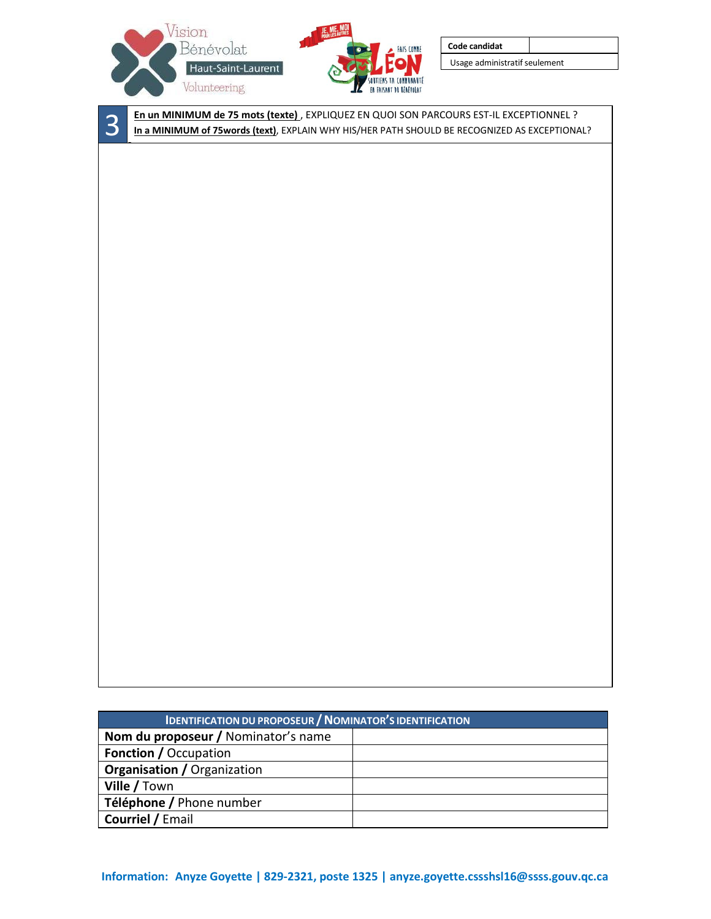| Code candidat | |
|---|---|
| Usage administratif seulement | |

**3**

**En un MINIMUM de 75 mots (texte)** , EXPLIQUEZ EN QUOI SON PARCOURS EST-IL EXCEPTIONNEL ?

**In a MINIMUM of 75words (text)**, EXPLAIN WHY HIS/HER PATH SHOULD BE RECOGNIZED AS EXCEPTIONAL?

| IDENTIFICATION DU PROPOSEUR / NOMINATOR'S IDENTIFICATION | |
|---|---|
| **Nom du proposeur /** Nominator's name | |
| **Fonction /** Occupation | |
| **Organisation /** Organization | |
| **Ville /** Town | |
| **Téléphone /** Phone number | |
| **Courriel /** Email | |

**Information: Anyze Goyette | 829-2321, poste 1325 | anyze.goyette.cssshsl16@ssss.gouv.qc.ca**